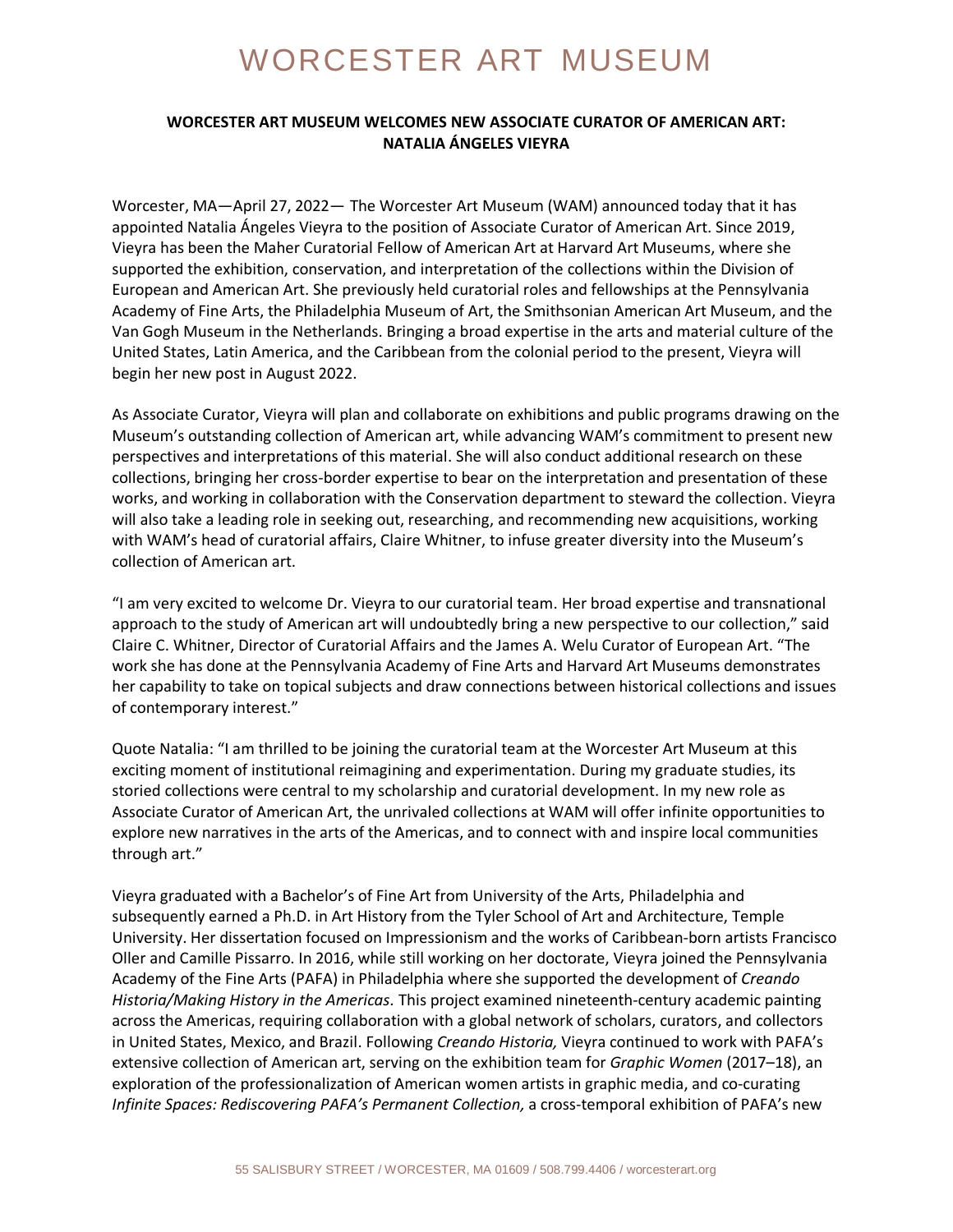# WORCESTER ART MUSEUM

**WORCESTER ART MUSEUM WELCOMES NEW ASSOCIATE CURATOR OF AMERICAN ART: NATALIA ÁNGELES VIEYRA**

Worcester, MA—April 27, 2022— The Worcester Art Museum (WAM) announced today that it has appointed Natalia Ángeles Vieyra to the position of Associate Curator of American Art. Since 2019, Vieyra has been the Maher Curatorial Fellow of American Art at Harvard Art Museums, where she supported the exhibition, conservation, and interpretation of the collections within the Division of European and American Art. She previously held curatorial roles and fellowships at the Pennsylvania Academy of Fine Arts, the Philadelphia Museum of Art, the Smithsonian American Art Museum, and the Van Gogh Museum in the Netherlands. Bringing a broad expertise in the arts and material culture of the United States, Latin America, and the Caribbean from the colonial period to the present, Vieyra will begin her new post in August 2022.

As Associate Curator, Vieyra will plan and collaborate on exhibitions and public programs drawing on the Museum's outstanding collection of American art, while advancing WAM's commitment to present new perspectives and interpretations of this material. She will also conduct additional research on these collections, bringing her cross-border expertise to bear on the interpretation and presentation of these works, and working in collaboration with the Conservation department to steward the collection. Vieyra will also take a leading role in seeking out, researching, and recommending new acquisitions, working with WAM's head of curatorial affairs, Claire Whitner, to infuse greater diversity into the Museum's collection of American art.

"I am very excited to welcome Dr. Vieyra to our curatorial team. Her broad expertise and transnational approach to the study of American art will undoubtedly bring a new perspective to our collection," said Claire C. Whitner, Director of Curatorial Affairs and the James A. Welu Curator of European Art. "The work she has done at the Pennsylvania Academy of Fine Arts and Harvard Art Museums demonstrates her capability to take on topical subjects and draw connections between historical collections and issues of contemporary interest."

Quote Natalia: "I am thrilled to be joining the curatorial team at the Worcester Art Museum at this exciting moment of institutional reimagining and experimentation. During my graduate studies, its storied collections were central to my scholarship and curatorial development. In my new role as Associate Curator of American Art, the unrivaled collections at WAM will offer infinite opportunities to explore new narratives in the arts of the Americas, and to connect with and inspire local communities through art."

Vieyra graduated with a Bachelor's of Fine Art from University of the Arts, Philadelphia and subsequently earned a Ph.D. in Art History from the Tyler School of Art and Architecture, Temple University. Her dissertation focused on Impressionism and the works of Caribbean-born artists Francisco Oller and Camille Pissarro. In 2016, while still working on her doctorate, Vieyra joined the Pennsylvania Academy of the Fine Arts (PAFA) in Philadelphia where she supported the development of *Creando Historia/Making History in the Americas.* This project examined nineteenth-century academic painting across the Americas, requiring collaboration with a global network of scholars, curators, and collectors in United States, Mexico, and Brazil. Following *Creando Historia,* Vieyra continued to work with PAFA's extensive collection of American art, serving on the exhibition team for *Graphic Women* (2017–18), an exploration of the professionalization of American women artists in graphic media, and co-curating *Infinite Spaces: Rediscovering PAFA's Permanent Collection,* a cross-temporal exhibition of PAFA's new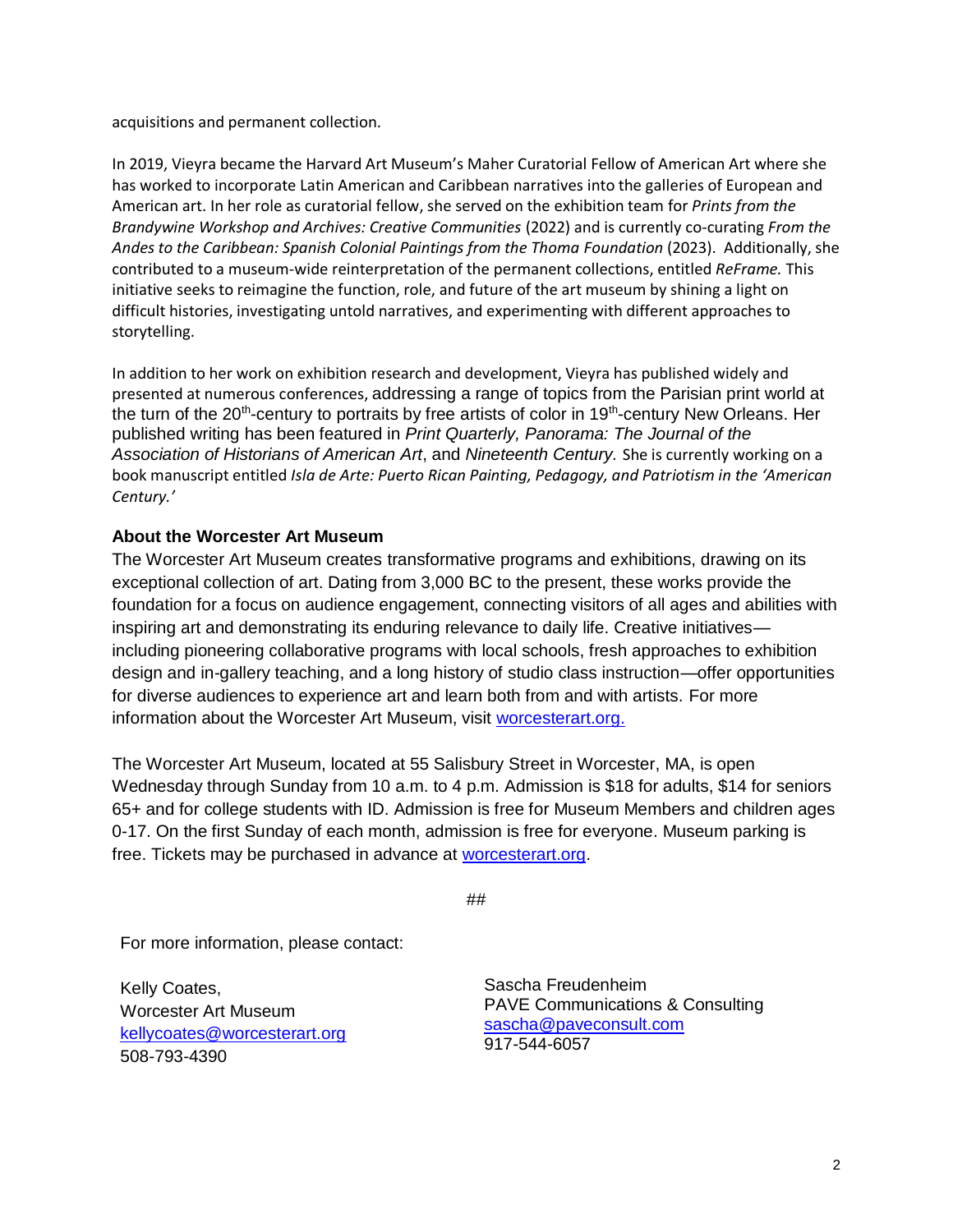acquisitions and permanent collection.

In 2019, Vieyra became the Harvard Art Museum's Maher Curatorial Fellow of American Art where she has worked to incorporate Latin American and Caribbean narratives into the galleries of European and American art. In her role as curatorial fellow, she served on the exhibition team for *Prints from the Brandywine Workshop and Archives: Creative Communities* (2022) and is currently co-curating *From the Andes to the Caribbean: Spanish Colonial Paintings from the Thoma Foundation* (2023). Additionally, she contributed to a museum-wide reinterpretation of the permanent collections, entitled *ReFrame.* This initiative seeks to reimagine the function, role, and future of the art museum by shining a light on difficult histories, investigating untold narratives, and experimenting with different approaches to storytelling.

In addition to her work on exhibition research and development, Vieyra has published widely and presented at numerous conferences, addressing a range of topics from the Parisian print world at the turn of the 20th-century to portraits by free artists of color in 19th-century New Orleans. Her published writing has been featured in *Print Quarterly*, *Panorama: The Journal of the Association of Historians of American Art*, and *Nineteenth Century.* She is currently working on a book manuscript entitled *Isla de Arte: Puerto Rican Painting, Pedagogy, and Patriotism in the 'American Century.'*

**About the Worcester Art Museum**

The Worcester Art Museum creates transformative programs and exhibitions, drawing on its exceptional collection of art. Dating from 3,000 BC to the present, these works provide the foundation for a focus on audience engagement, connecting visitors of all ages and abilities with inspiring art and demonstrating its enduring relevance to daily life. Creative initiatives—including pioneering collaborative programs with local schools, fresh approaches to exhibition design and in-gallery teaching, and a long history of studio class instruction—offer opportunities for diverse audiences to experience art and learn both from and with artists. For more information about the Worcester Art Museum, visit [worcesterart.org.](worcesterart.org)

The Worcester Art Museum, located at 55 Salisbury Street in Worcester, MA, is open Wednesday through Sunday from 10 a.m. to 4 p.m. Admission is $18 for adults, $14 for seniors 65+ and for college students with ID. Admission is free for Museum Members and children ages 0-17. On the first Sunday of each month, admission is free for everyone. Museum parking is free. Tickets may be purchased in advance at [worcesterart.org](worcesterart.org).

##

For more information, please contact:

Kelly Coates,
Worcester Art Museum
kellycoates@worcesterart.org
508-793-4390

Sascha Freudenheim
PAVE Communications & Consulting
sascha@paveconsult.com
917-544-6057